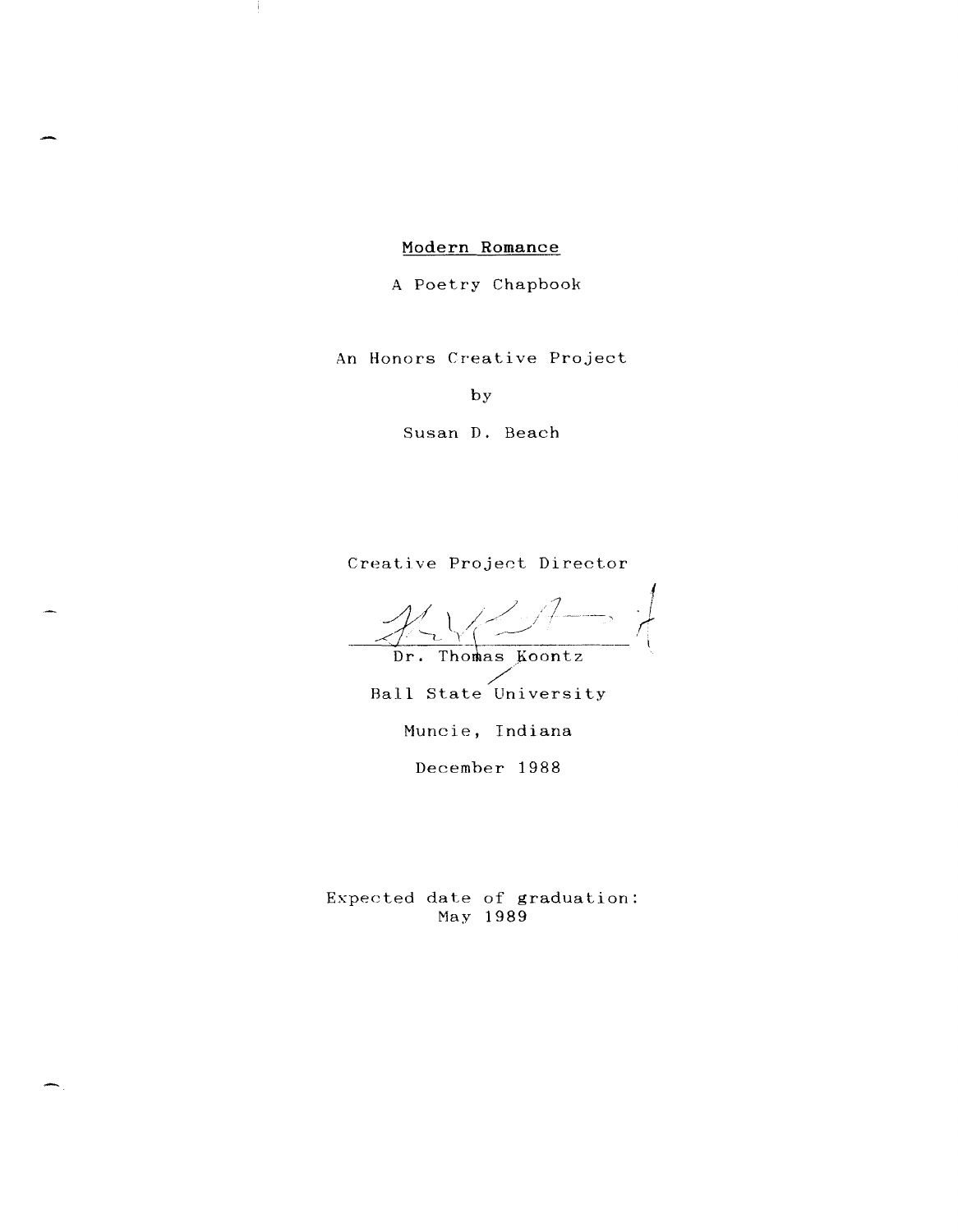# Modern Romance

A Poetry Chapbook

An Honors Creative Project

by

Susan D. Beach

Creative Project Director

Dr. Thomas Koontz

Ball State University

Muncie, Indiana

December 1988

Expected date of graduation:
May 1989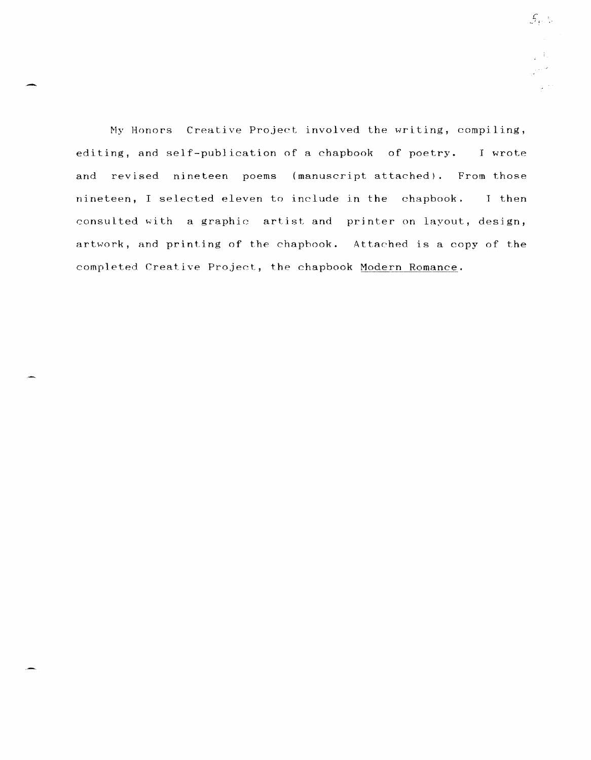My Honors Creative Project involved the writing, compiling, editing, and self-publication of a chapbook of poetry. I wrote and revised nineteen poems (manuscript attached). From those nineteen, I selected eleven to include in the chapbook. I then consulted with a graphic artist and printer on layout, design, artwork, and printing of the chapbook. Attached is a copy of the completed Creative Project, the chapbook <u>Modern Romance</u>.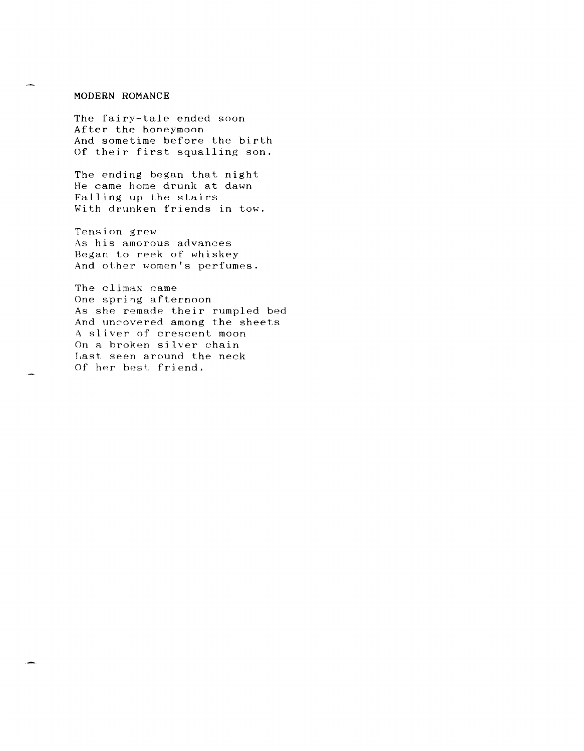## MODERN ROMANCE

The fairy-tale ended soon  
After the honeymoon  
And sometime before the birth  
Of their first squalling son.

The ending began that night  
He came home drunk at dawn  
Falling up the stairs  
With drunken friends in tow.

Tension grew  
As his amorous advances  
Began to reek of whiskey  
And other women's perfumes.

The climax came  
One spring afternoon  
As she remade their rumpled bed  
And uncovered among the sheets  
A sliver of crescent moon  
On a broken silver chain  
Last seen around the neck  
Of her best friend.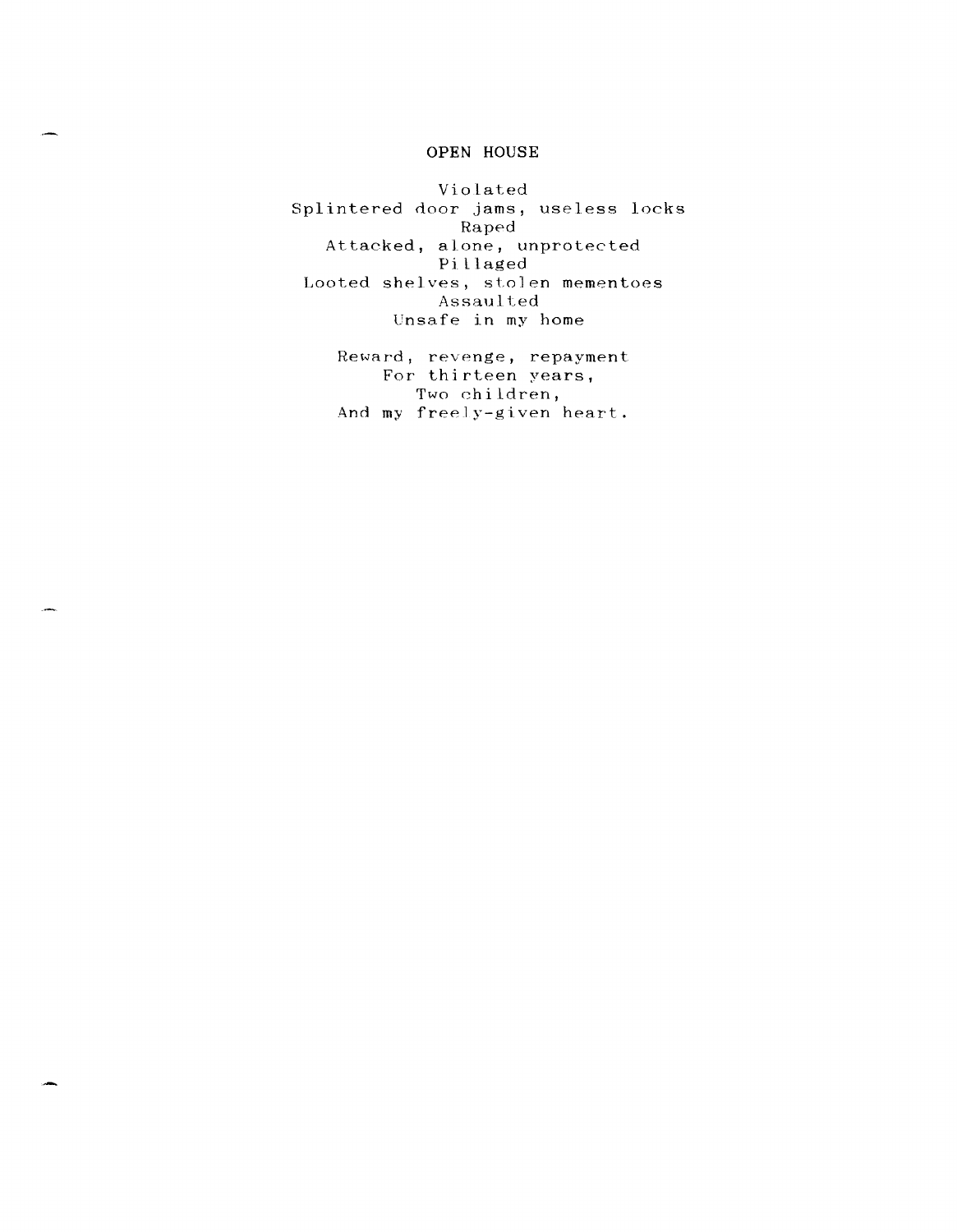## OPEN HOUSE

Violated  
Splintered door jams, useless locks  
Raped  
Attacked, alone, unprotected  
Pillaged  
Looted shelves, stolen mementoes  
Assaulted  
Unsafe in my home

Reward, revenge, repayment  
For thirteen years,  
Two children,  
And my freely-given heart.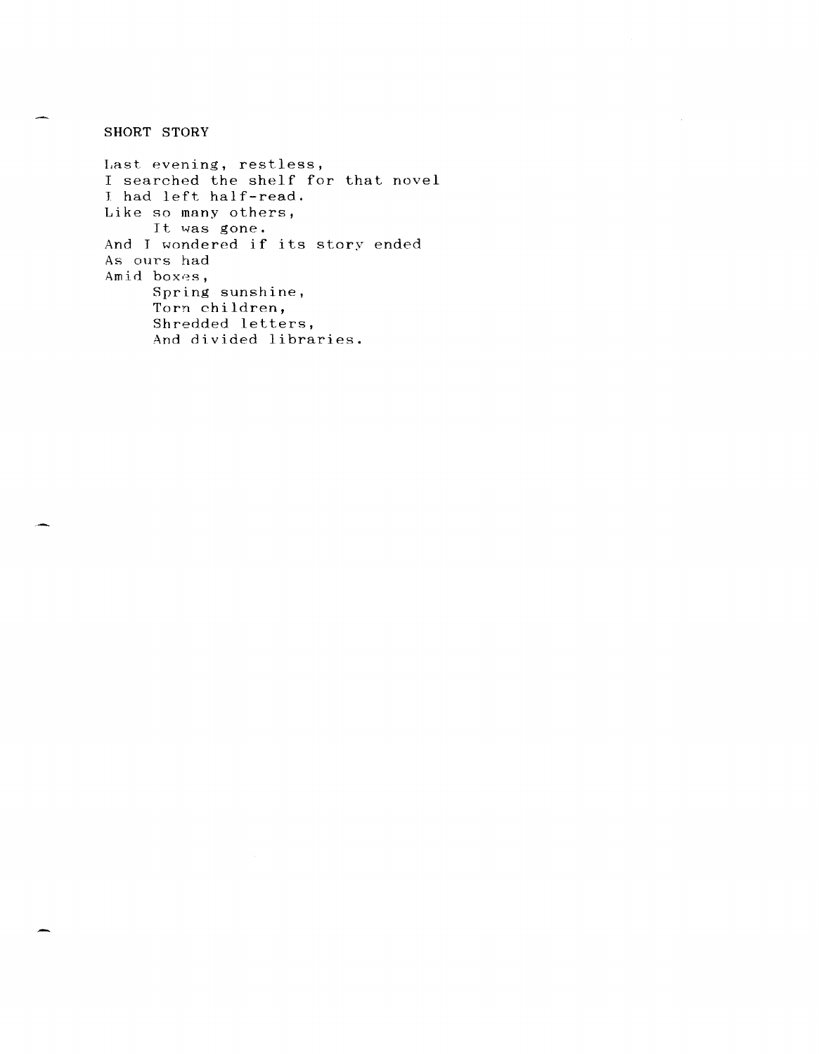## SHORT STORY

Last evening, restless,  
I searched the shelf for that novel  
I had left half-read.  
Like so many others,  
&nbsp;&nbsp;&nbsp;&nbsp;&nbsp;&nbsp;It was gone.  
And I wondered if its story ended  
As ours had  
Amid boxes,  
&nbsp;&nbsp;&nbsp;&nbsp;&nbsp;&nbsp;Spring sunshine,  
&nbsp;&nbsp;&nbsp;&nbsp;&nbsp;&nbsp;Torn children,  
&nbsp;&nbsp;&nbsp;&nbsp;&nbsp;&nbsp;Shredded letters,  
&nbsp;&nbsp;&nbsp;&nbsp;&nbsp;&nbsp;And divided libraries.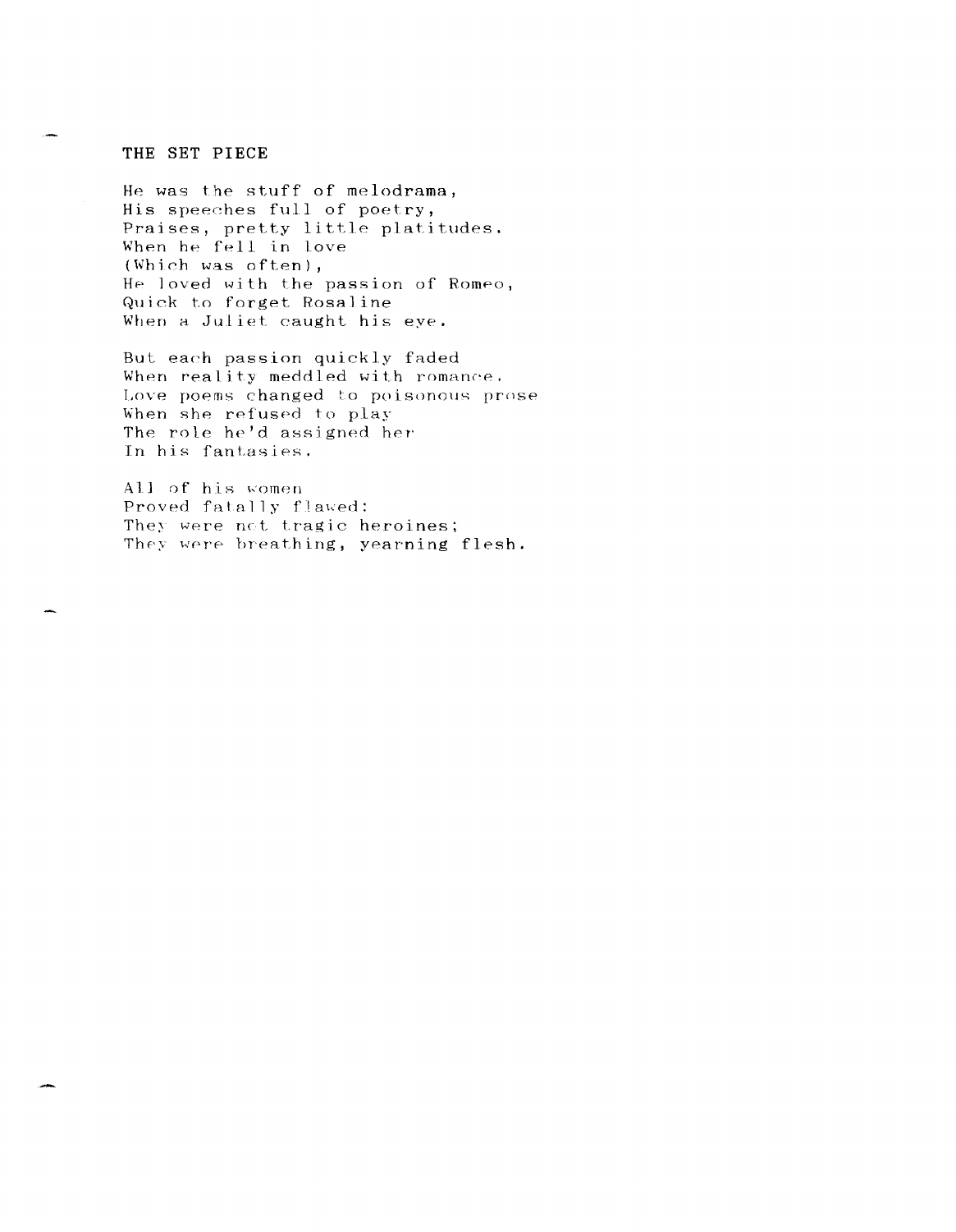# THE SET PIECE

He was the stuff of melodrama,  
His speeches full of poetry,  
Praises, pretty little platitudes.  
When he fell in love  
(Which was often),  
He loved with the passion of Romeo,  
Quick to forget Rosaline  
When a Juliet caught his eye.

But each passion quickly faded  
When reality meddled with romance.  
Love poems changed to poisonous prose  
When she refused to play  
The role he'd assigned her  
In his fantasies.

All of his women  
Proved fatally flawed:  
They were not tragic heroines;  
They were breathing, yearning flesh.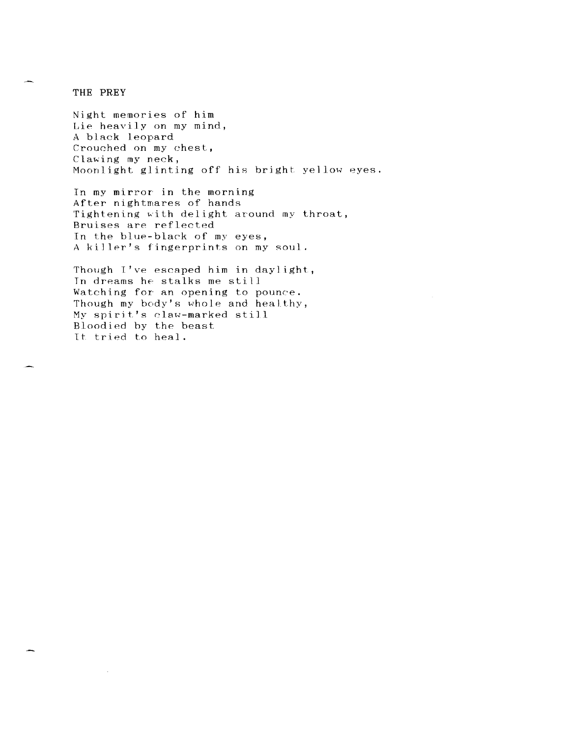## THE PREY

Night memories of him  
Lie heavily on my mind,  
A black leopard  
Crouched on my chest,  
Clawing my neck,  
Moonlight glinting off his bright yellow eyes.

In my mirror in the morning  
After nightmares of hands  
Tightening with delight around my throat,  
Bruises are reflected  
In the blue-black of my eyes,  
A killer's fingerprints on my soul.

Though I've escaped him in daylight,  
In dreams he stalks me still  
Watching for an opening to pounce.  
Though my body's whole and healthy,  
My spirit's claw-marked still  
Bloodied by the beast  
It tried to heal.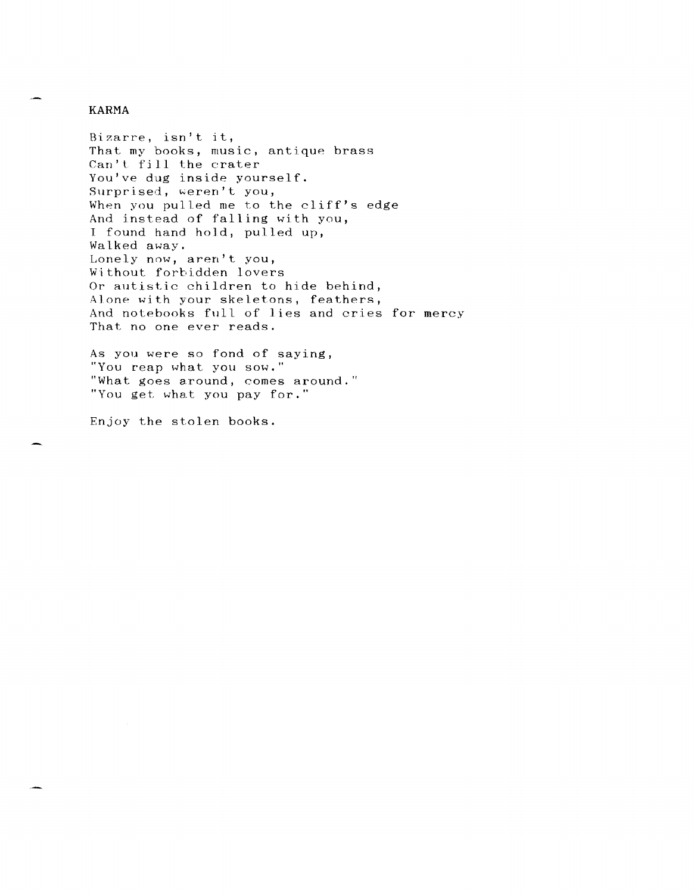# KARMA

Bizarre, isn't it,  
That my books, music, antique brass  
Can't fill the crater  
You've dug inside yourself.  
Surprised, weren't you,  
When you pulled me to the cliff's edge  
And instead of falling with you,  
I found hand hold, pulled up,  
Walked away.  
Lonely now, aren't you,  
Without forbidden lovers  
Or autistic children to hide behind,  
Alone with your skeletons, feathers,  
And notebooks full of lies and cries for mercy  
That no one ever reads.

As you were so fond of saying,  
"You reap what you sow."  
"What goes around, comes around."  
"You get what you pay for."

Enjoy the stolen books.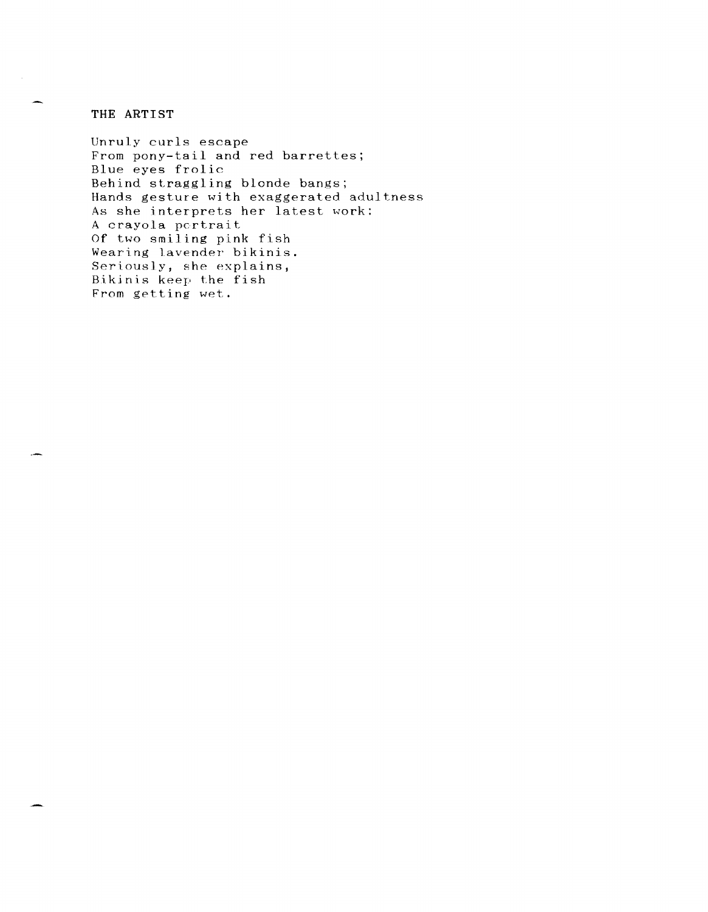# THE ARTIST

Unruly curls escape  
From pony-tail and red barrettes;  
Blue eyes frolic  
Behind straggling blonde bangs;  
Hands gesture with exaggerated adultness  
As she interprets her latest work:  
A crayola portrait  
Of two smiling pink fish  
Wearing lavender bikinis.  
Seriously, she explains,  
Bikinis keep the fish  
From getting wet.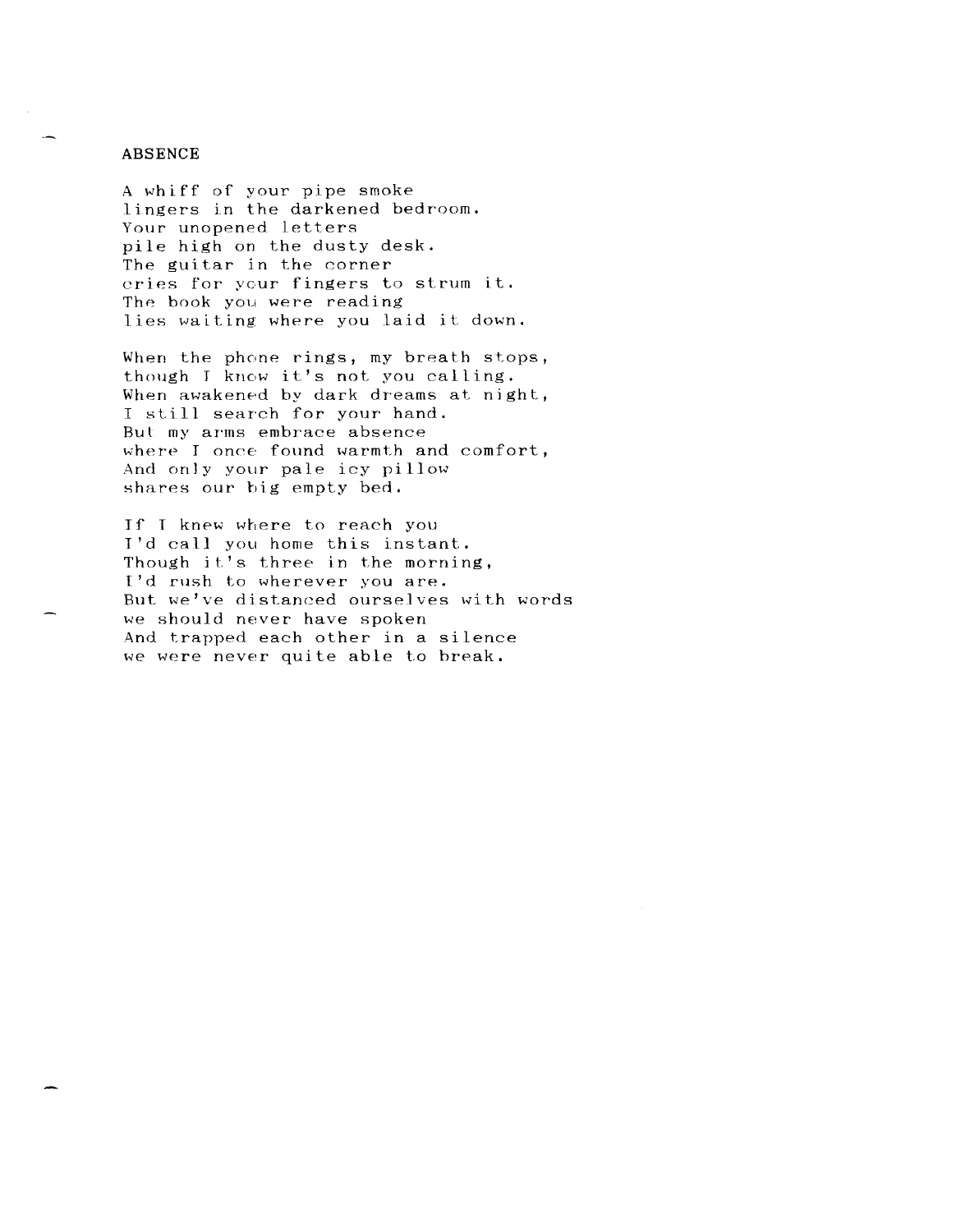# ABSENCE

A whiff of your pipe smoke  
lingers in the darkened bedroom.  
Your unopened letters  
pile high on the dusty desk.  
The guitar in the corner  
cries for your fingers to strum it.  
The book you were reading  
lies waiting where you laid it down.

When the phone rings, my breath stops,  
though I know it's not you calling.  
When awakened by dark dreams at night,  
I still search for your hand.  
But my arms embrace absence  
where I once found warmth and comfort,  
And only your pale icy pillow  
shares our big empty bed.

If I knew where to reach you  
I'd call you home this instant.  
Though it's three in the morning,  
I'd rush to wherever you are.  
But we've distanced ourselves with words  
we should never have spoken  
And trapped each other in a silence  
we were never quite able to break.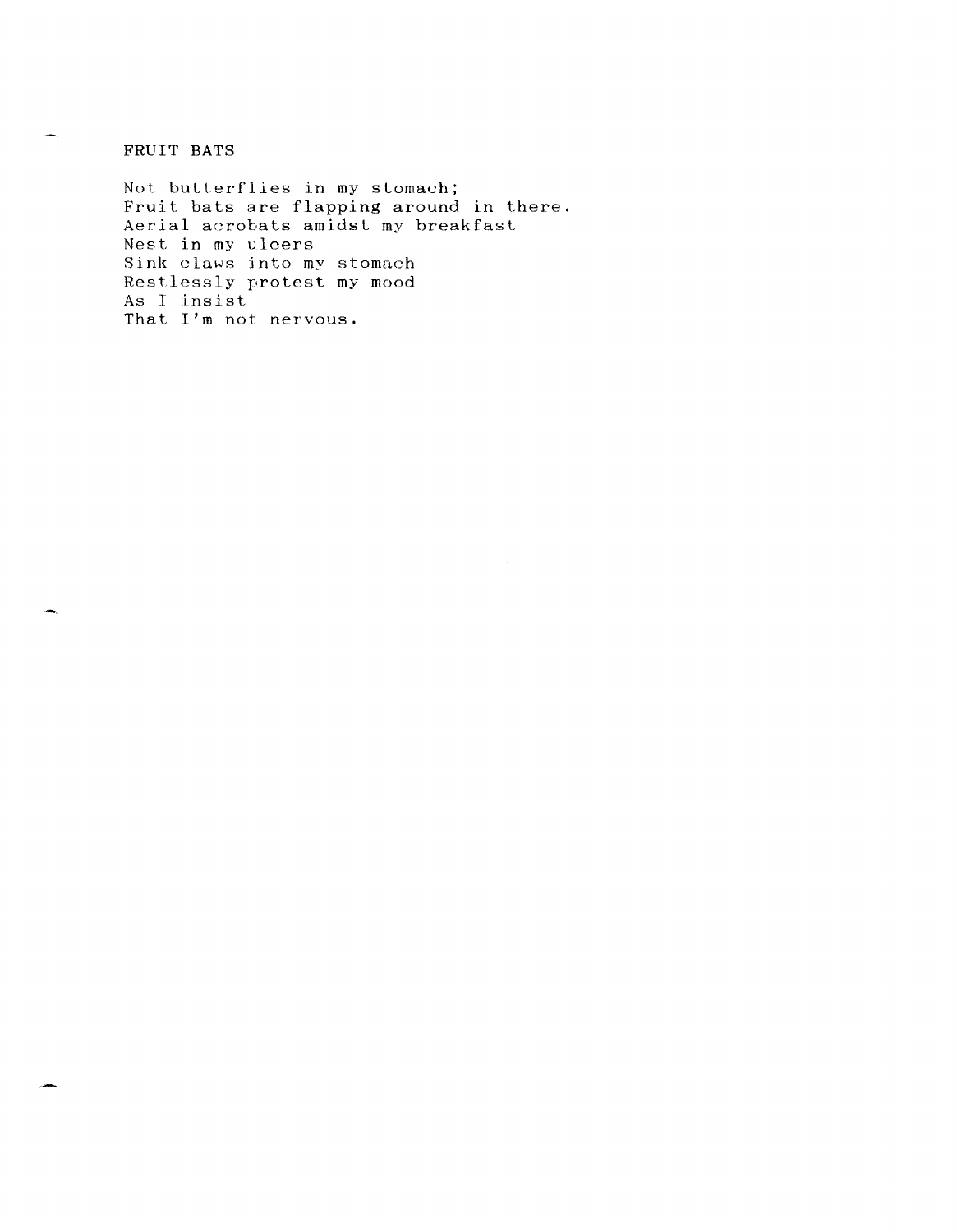# FRUIT BATS

Not butterflies in my stomach;  
Fruit bats are flapping around in there.  
Aerial acrobats amidst my breakfast  
Nest in my ulcers  
Sink claws into my stomach  
Restlessly protest my mood  
As I insist  
That I'm not nervous.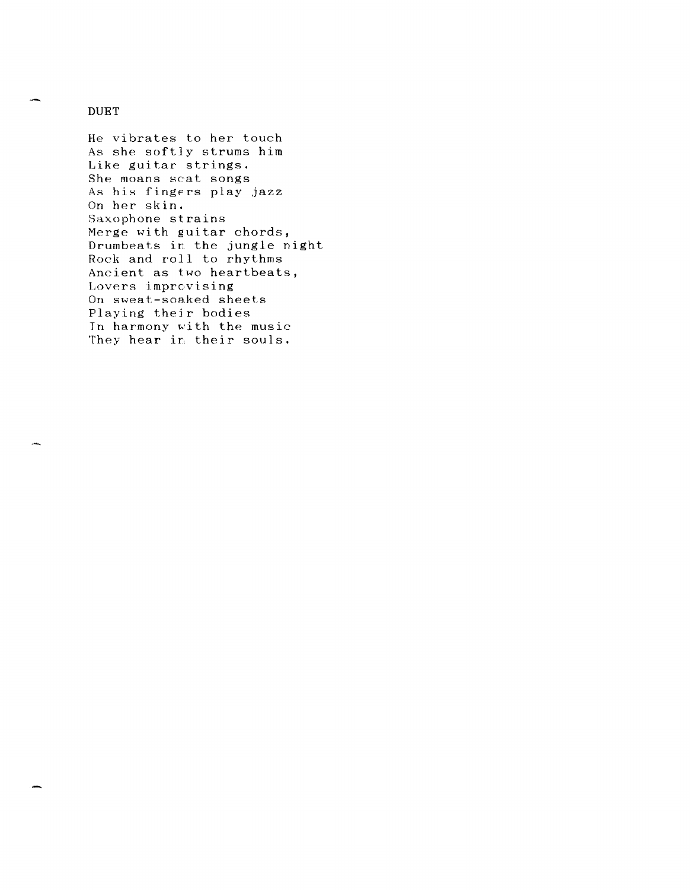## DUET

He vibrates to her touch  
As she softly strums him  
Like guitar strings.  
She moans scat songs  
As his fingers play jazz  
On her skin.  
Saxophone strains  
Merge with guitar chords,  
Drumbeats in the jungle night  
Rock and roll to rhythms  
Ancient as two heartbeats,  
Lovers improvising  
On sweat-soaked sheets  
Playing their bodies  
In harmony with the music  
They hear in their souls.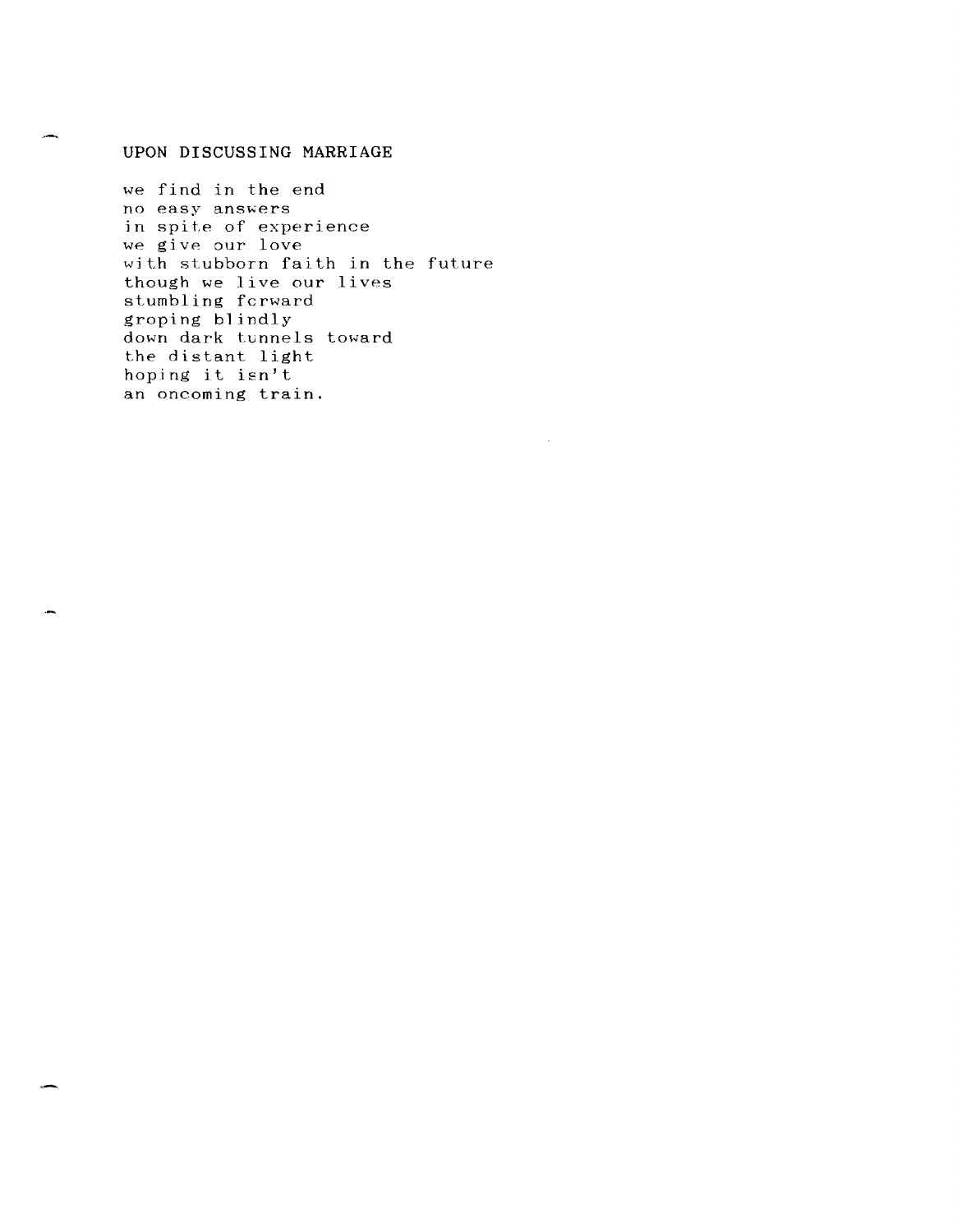## UPON DISCUSSING MARRIAGE

we find in the end  
no easy answers  
in spite of experience  
we give our love  
with stubborn faith in the future  
though we live our lives  
stumbling forward  
groping blindly  
down dark tunnels toward  
the distant light  
hoping it isn't  
an oncoming train.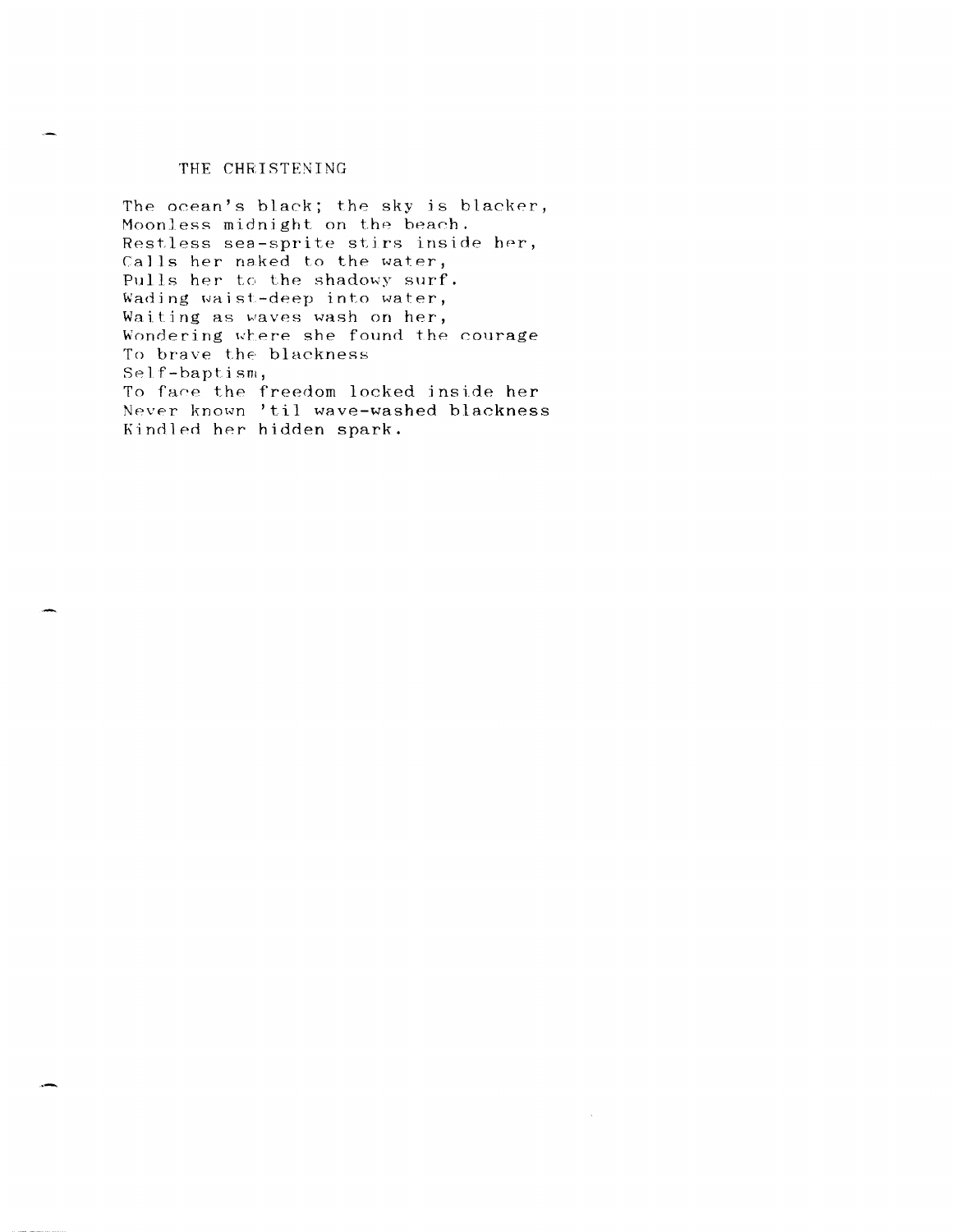# THE CHRISTENING

The ocean's black; the sky is blacker,  
Moonless midnight on the beach.  
Restless sea-sprite stirs inside her,  
Calls her naked to the water,  
Pulls her to the shadowy surf.  
Wading waist-deep into water,  
Waiting as waves wash on her,  
Wondering where she found the courage  
To brave the blackness  
Self-baptism,  
To face the freedom locked inside her  
Never known 'til wave-washed blackness  
Kindled her hidden spark.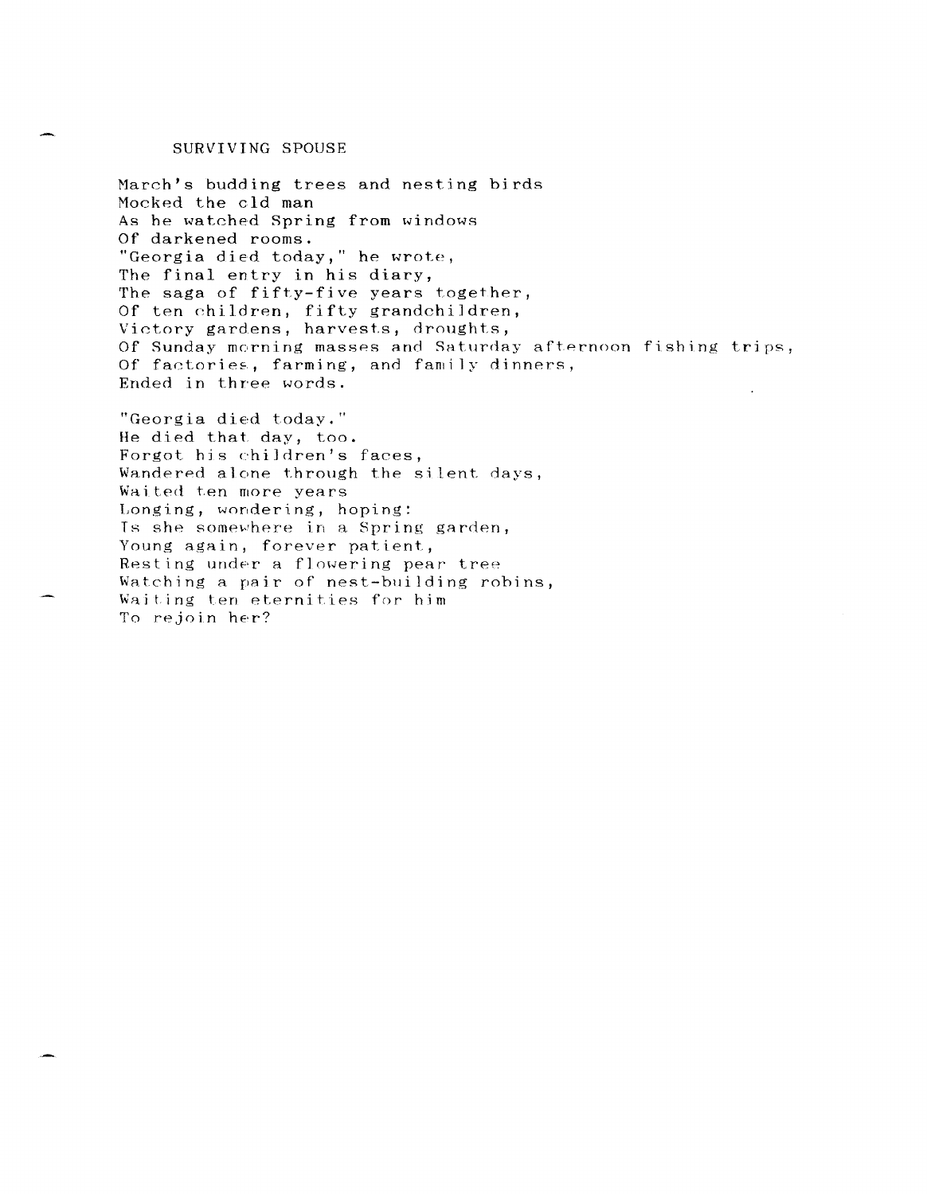## SURVIVING SPOUSE

March's budding trees and nesting birds  
Mocked the old man  
As he watched Spring from windows  
Of darkened rooms.  
"Georgia died today," he wrote,  
The final entry in his diary,  
The saga of fifty-five years together,  
Of ten children, fifty grandchildren,  
Victory gardens, harvests, droughts,  
Of Sunday morning masses and Saturday afternoon fishing trips,  
Of factories, farming, and family dinners,  
Ended in three words.

"Georgia died today."  
He died that day, too.  
Forgot his children's faces,  
Wandered alone through the silent days,  
Waited ten more years  
Longing, wondering, hoping:  
Is she somewhere in a Spring garden,  
Young again, forever patient,  
Resting under a flowering pear tree  
Watching a pair of nest-building robins,  
Waiting ten eternities for him  
To rejoin her?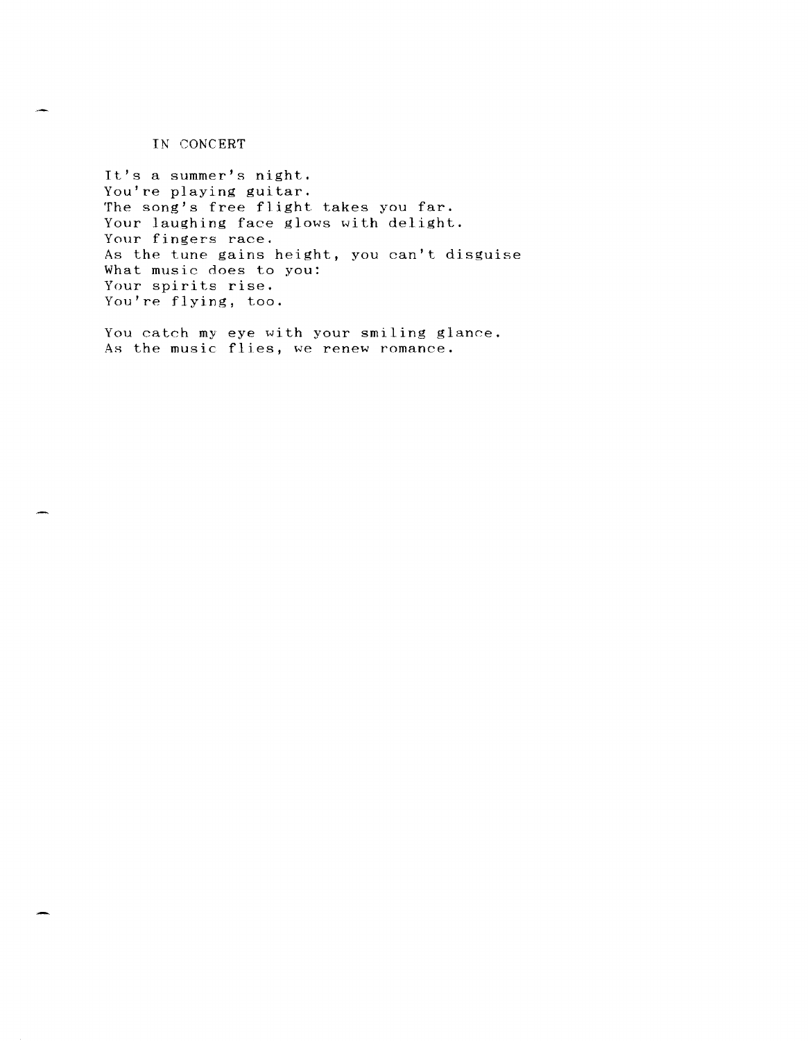# IN CONCERT

It's a summer's night.  
You're playing guitar.  
The song's free flight takes you far.  
Your laughing face glows with delight.  
Your fingers race.  
As the tune gains height, you can't disguise  
What music does to you:  
Your spirits rise.  
You're flying, too.

You catch my eye with your smiling glance.  
As the music flies, we renew romance.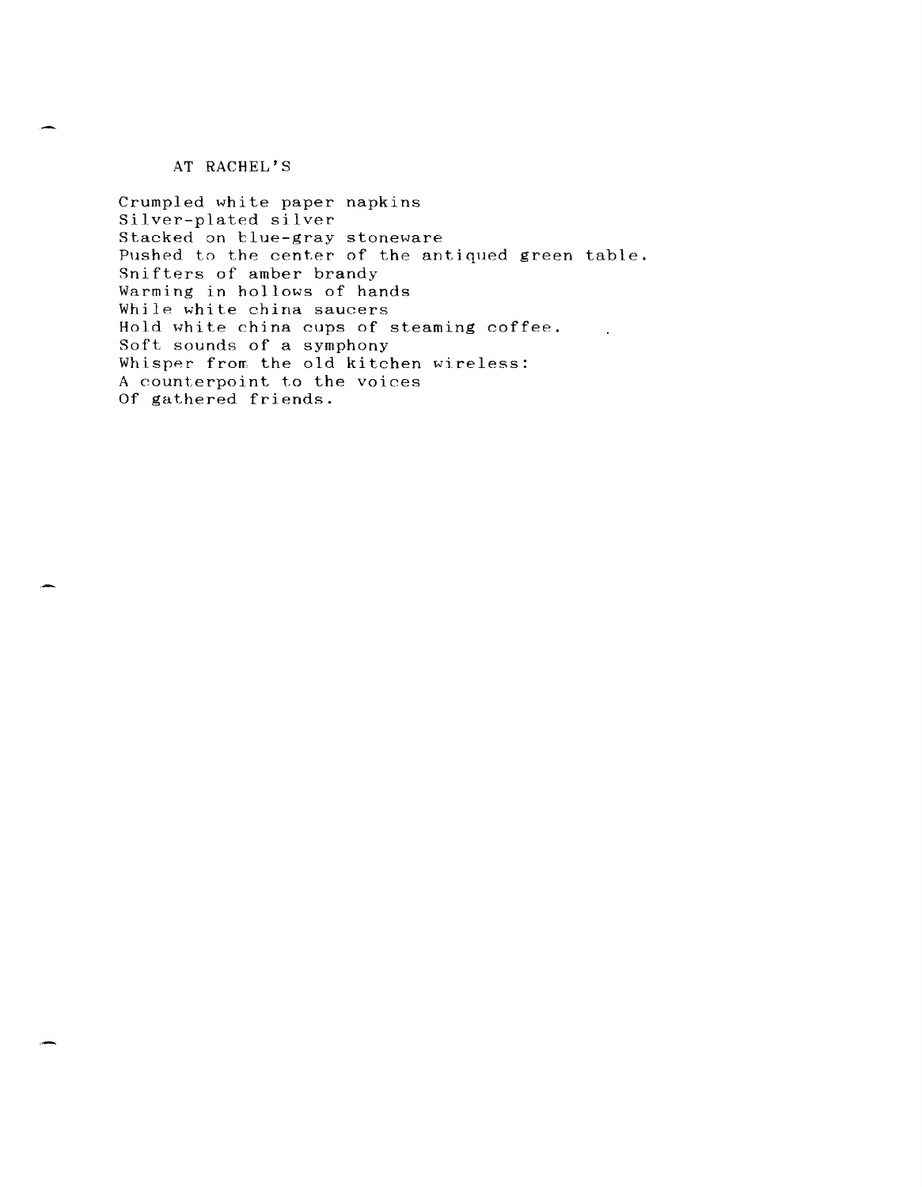## AT RACHEL'S

Crumpled white paper napkins  
Silver-plated silver  
Stacked on blue-gray stoneware  
Pushed to the center of the antiqued green table.  
Snifters of amber brandy  
Warming in hollows of hands  
While white china saucers  
Hold white china cups of steaming coffee.  
Soft sounds of a symphony  
Whisper from the old kitchen wireless:  
A counterpoint to the voices  
Of gathered friends.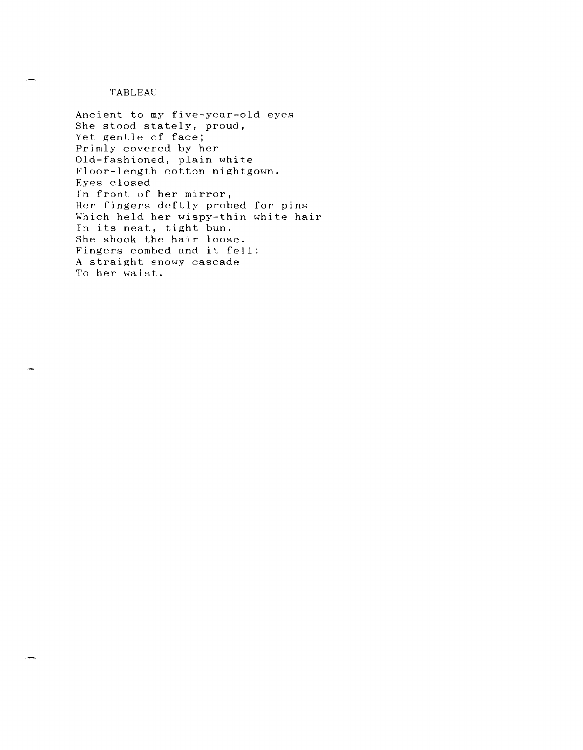## TABLEAU

Ancient to my five-year-old eyes  
She stood stately, proud,  
Yet gentle of face;  
Primly covered by her  
Old-fashioned, plain white  
Floor-length cotton nightgown.  
Eyes closed  
In front of her mirror,  
Her fingers deftly probed for pins  
Which held her wispy-thin white hair  
In its neat, tight bun.  
She shook the hair loose.  
Fingers combed and it fell:  
A straight snowy cascade  
To her waist.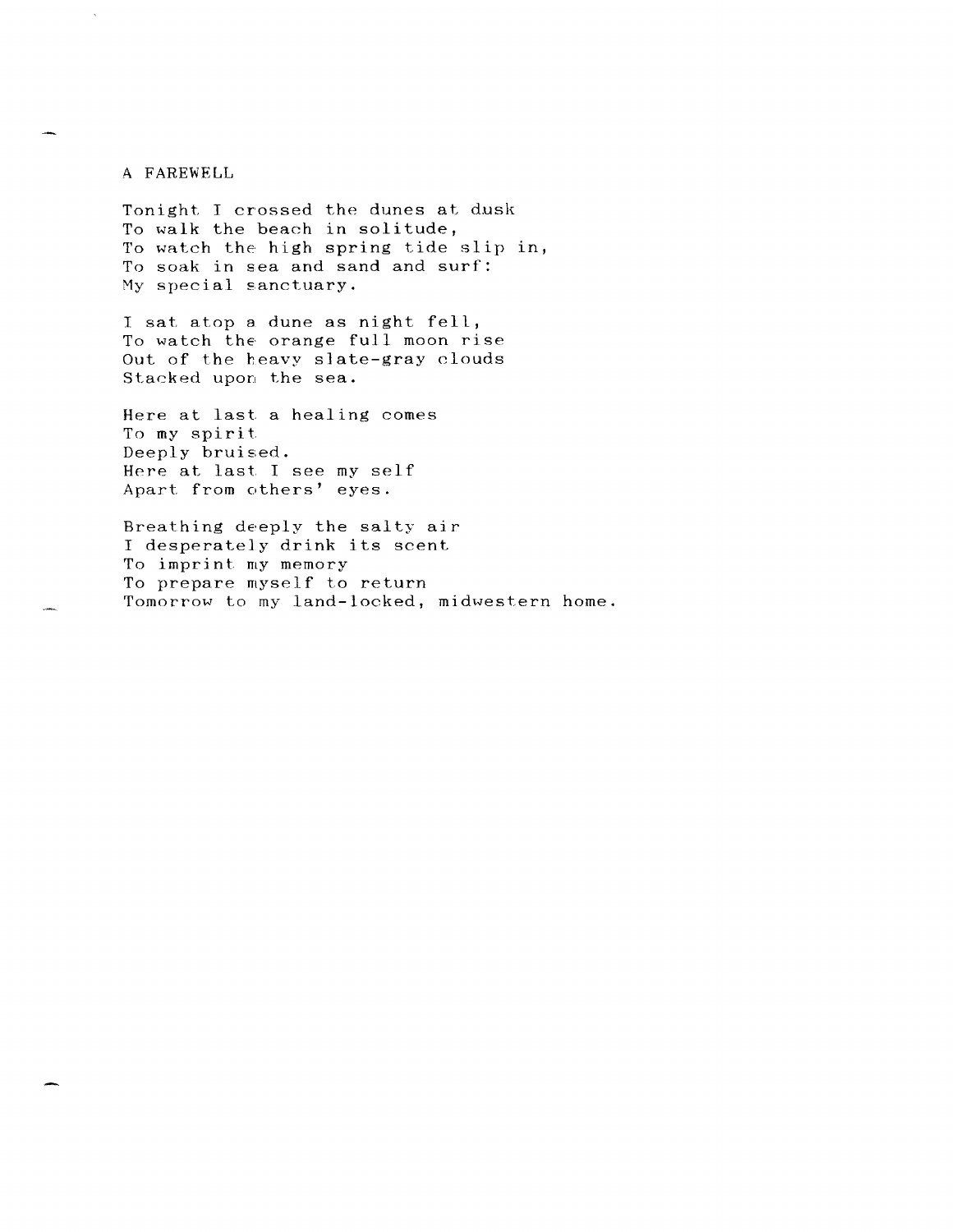## A FAREWELL

Tonight I crossed the dunes at dusk  
To walk the beach in solitude,  
To watch the high spring tide slip in,  
To soak in sea and sand and surf:  
My special sanctuary.

I sat atop a dune as night fell,  
To watch the orange full moon rise  
Out of the heavy slate-gray clouds  
Stacked upon the sea.

Here at last a healing comes  
To my spirit  
Deeply bruised.  
Here at last I see my self  
Apart from others' eyes.

Breathing deeply the salty air  
I desperately drink its scent  
To imprint my memory  
To prepare myself to return  
Tomorrow to my land-locked, midwestern home.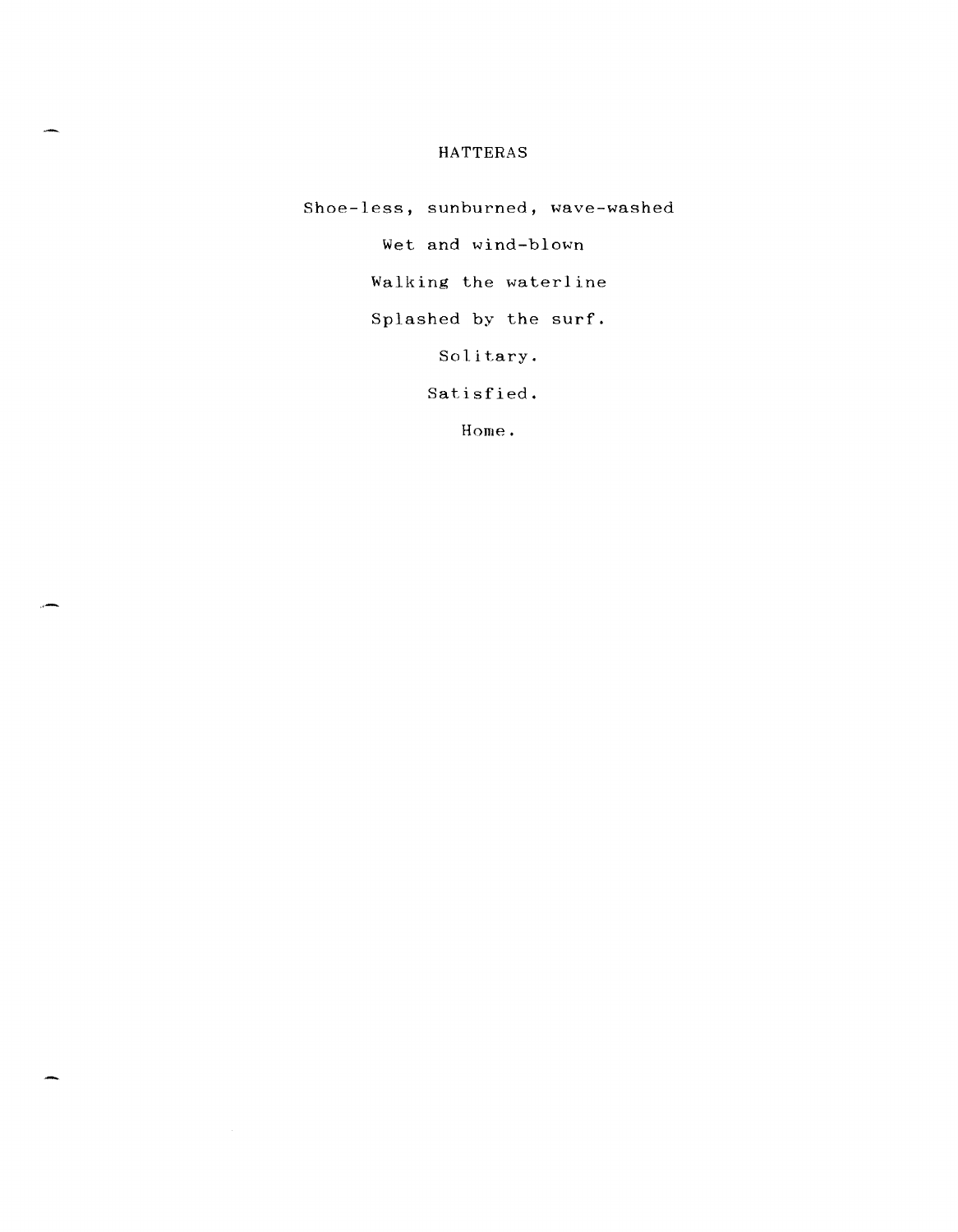# HATTERAS

Shoe-less, sunburned, wave-washed

Wet and wind-blown

Walking the waterline

Splashed by the surf.

Solitary.

Satisfied.

Home.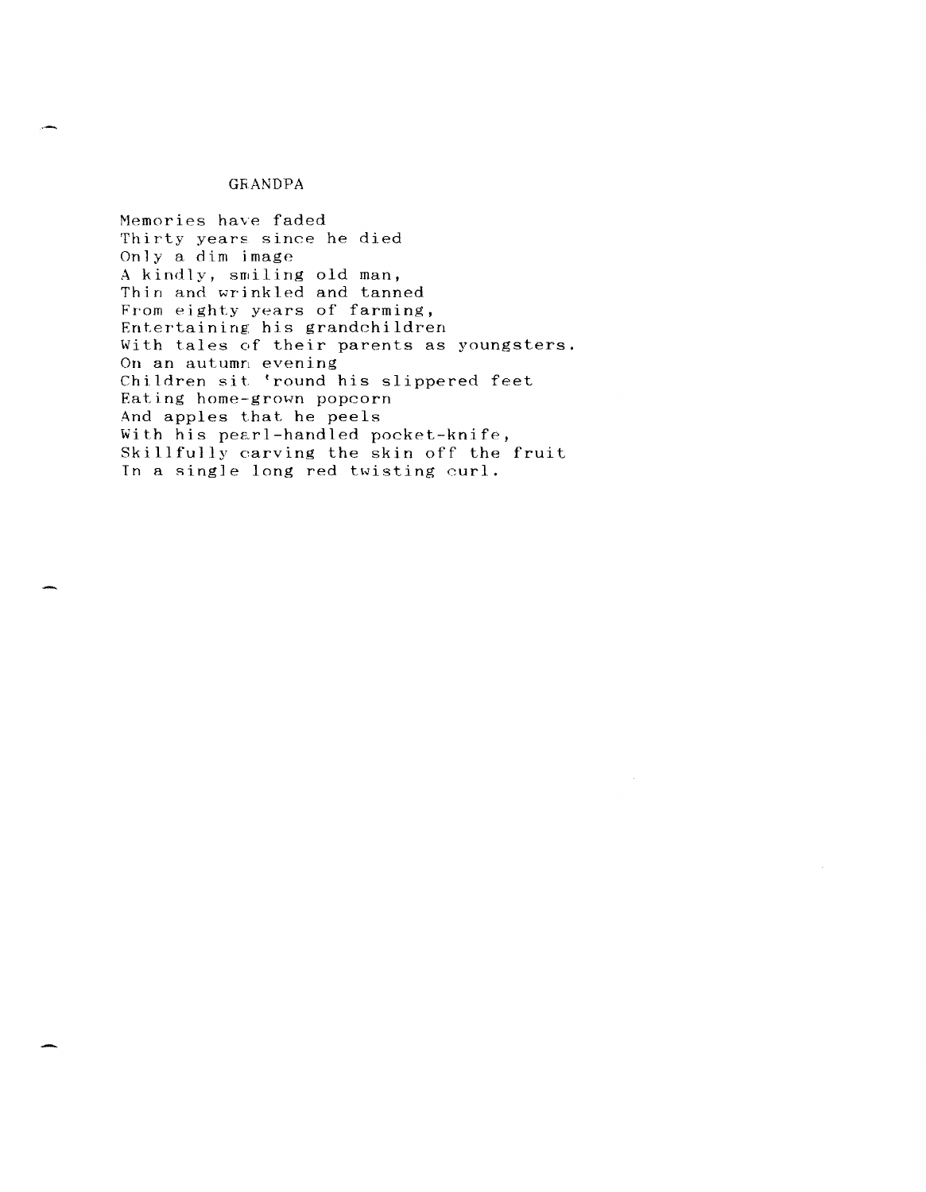## GRANDPA

Memories have faded  
Thirty years since he died  
Only a dim image  
A kindly, smiling old man,  
Thin and wrinkled and tanned  
From eighty years of farming,  
Entertaining his grandchildren  
With tales of their parents as youngsters.  
On an autumn evening  
Children sit 'round his slippered feet  
Eating home-grown popcorn  
And apples that he peels  
With his pearl-handled pocket-knife,  
Skillfully carving the skin off the fruit  
In a single long red twisting curl.